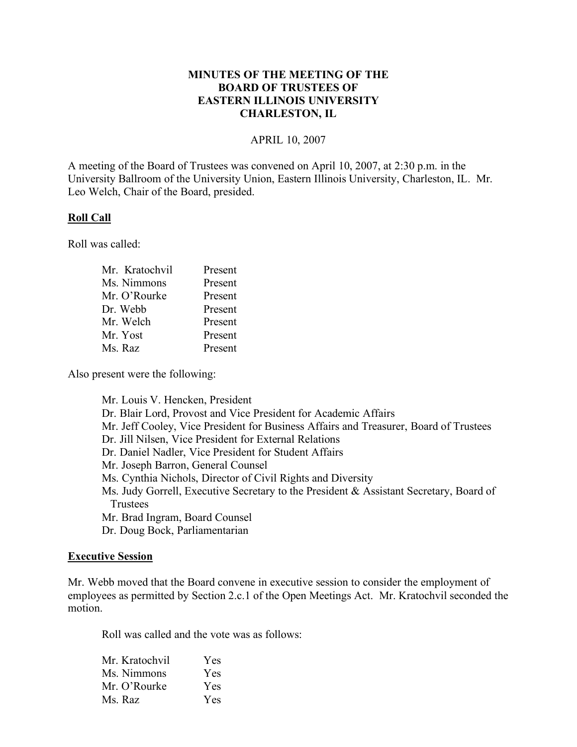**MINUTES OF THE MEETING OF THE**
**BOARD OF TRUSTEES OF**
**EASTERN ILLINOIS UNIVERSITY**
**CHARLESTON, IL**

APRIL 10, 2007

A meeting of the Board of Trustees was convened on April 10, 2007, at 2:30 p.m. in the University Ballroom of the University Union, Eastern Illinois University, Charleston, IL. Mr. Leo Welch, Chair of the Board, presided.

**Roll Call**

Roll was called:

| | |
|---|---|
| Mr. Kratochvil | Present |
| Ms. Nimmons | Present |
| Mr. O'Rourke | Present |
| Dr. Webb | Present |
| Mr. Welch | Present |
| Mr. Yost | Present |
| Ms. Raz | Present |

Also present were the following:

- Mr. Louis V. Hencken, President
- Dr. Blair Lord, Provost and Vice President for Academic Affairs
- Mr. Jeff Cooley, Vice President for Business Affairs and Treasurer, Board of Trustees
- Dr. Jill Nilsen, Vice President for External Relations
- Dr. Daniel Nadler, Vice President for Student Affairs
- Mr. Joseph Barron, General Counsel
- Ms. Cynthia Nichols, Director of Civil Rights and Diversity
- Ms. Judy Gorrell, Executive Secretary to the President & Assistant Secretary, Board of Trustees
- Mr. Brad Ingram, Board Counsel
- Dr. Doug Bock, Parliamentarian

**Executive Session**

Mr. Webb moved that the Board convene in executive session to consider the employment of employees as permitted by Section 2.c.1 of the Open Meetings Act. Mr. Kratochvil seconded the motion.

Roll was called and the vote was as follows:

| | |
|---|---|
| Mr. Kratochvil | Yes |
| Ms. Nimmons | Yes |
| Mr. O'Rourke | Yes |
| Ms. Raz | Yes |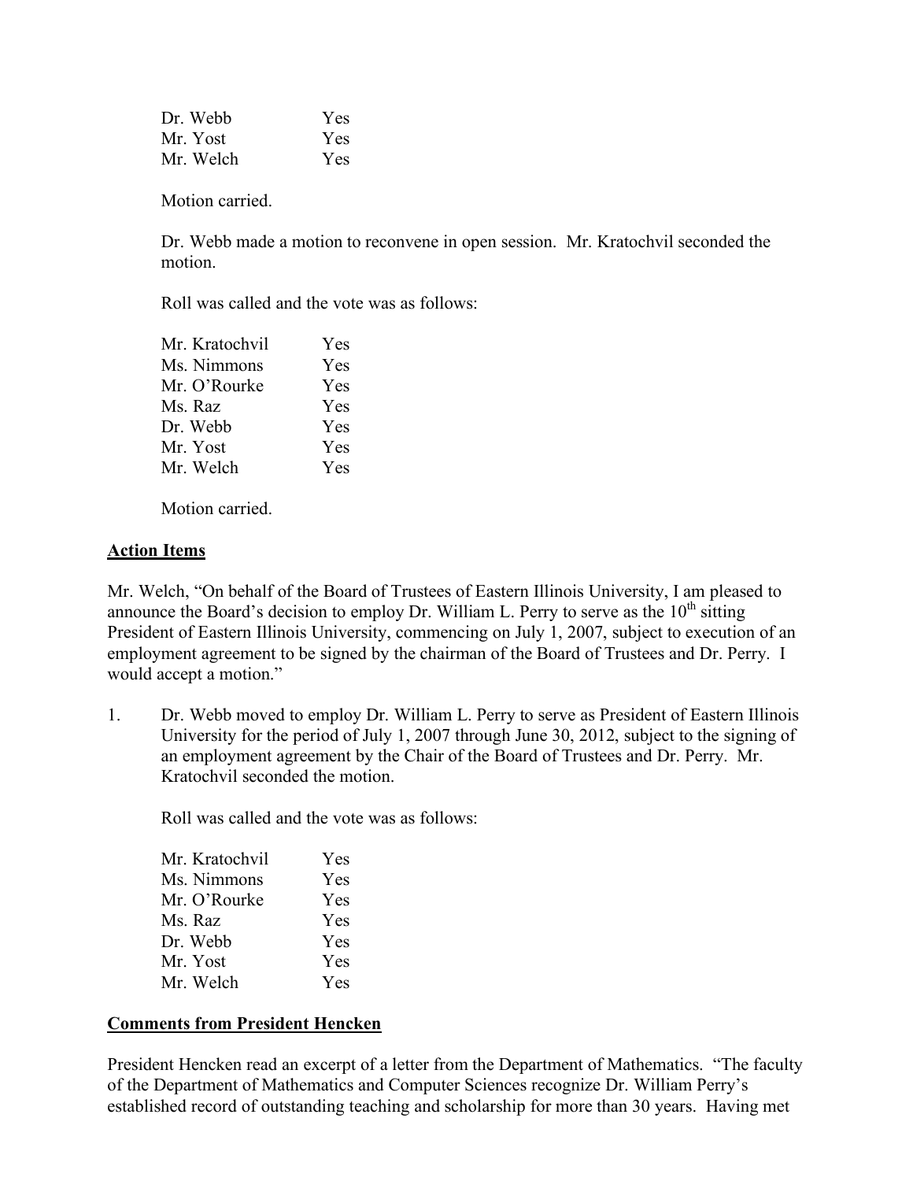| | |
|---|---|
| Dr. Webb | Yes |
| Mr. Yost | Yes |
| Mr. Welch | Yes |

Motion carried.

Dr. Webb made a motion to reconvene in open session. Mr. Kratochvil seconded the motion.

Roll was called and the vote was as follows:

| | |
|---|---|
| Mr. Kratochvil | Yes |
| Ms. Nimmons | Yes |
| Mr. O'Rourke | Yes |
| Ms. Raz | Yes |
| Dr. Webb | Yes |
| Mr. Yost | Yes |
| Mr. Welch | Yes |

Motion carried.

**Action Items**

Mr. Welch, "On behalf of the Board of Trustees of Eastern Illinois University, I am pleased to announce the Board's decision to employ Dr. William L. Perry to serve as the 10th sitting President of Eastern Illinois University, commencing on July 1, 2007, subject to execution of an employment agreement to be signed by the chairman of the Board of Trustees and Dr. Perry. I would accept a motion."

1. Dr. Webb moved to employ Dr. William L. Perry to serve as President of Eastern Illinois University for the period of July 1, 2007 through June 30, 2012, subject to the signing of an employment agreement by the Chair of the Board of Trustees and Dr. Perry. Mr. Kratochvil seconded the motion.

   Roll was called and the vote was as follows:

| | |
|---|---|
| Mr. Kratochvil | Yes |
| Ms. Nimmons | Yes |
| Mr. O'Rourke | Yes |
| Ms. Raz | Yes |
| Dr. Webb | Yes |
| Mr. Yost | Yes |
| Mr. Welch | Yes |

**Comments from President Hencken**

President Hencken read an excerpt of a letter from the Department of Mathematics. "The faculty of the Department of Mathematics and Computer Sciences recognize Dr. William Perry's established record of outstanding teaching and scholarship for more than 30 years. Having met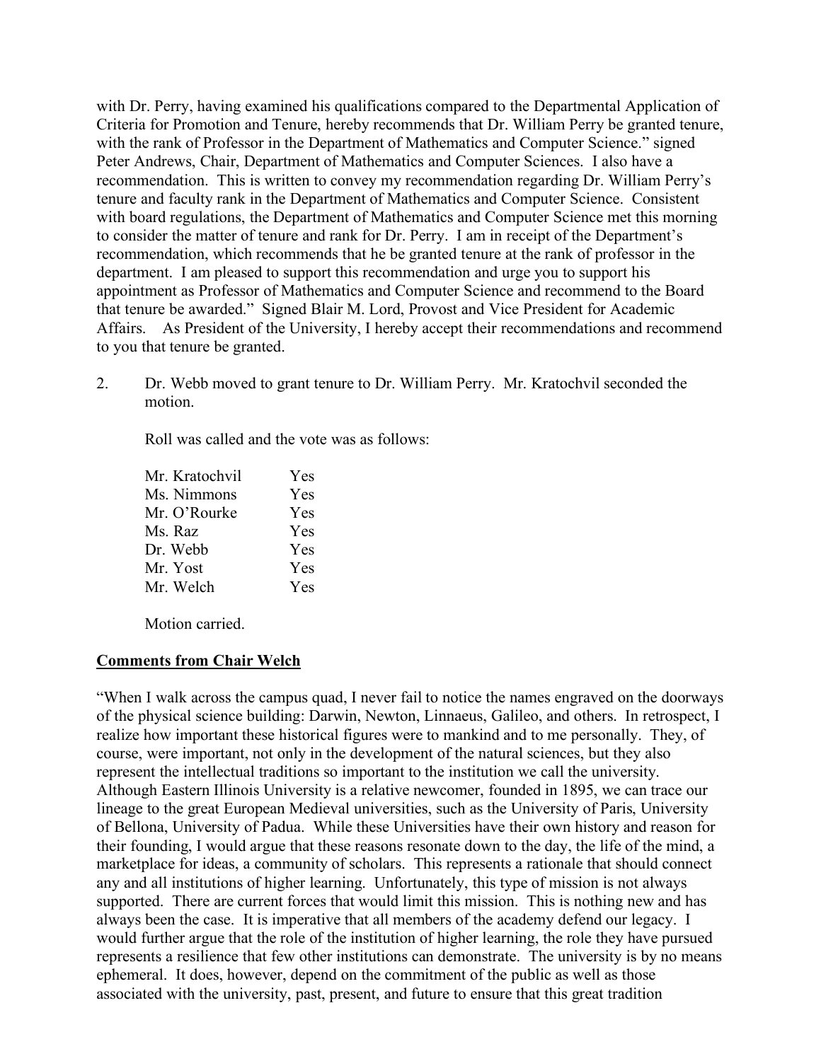with Dr. Perry, having examined his qualifications compared to the Departmental Application of Criteria for Promotion and Tenure, hereby recommends that Dr. William Perry be granted tenure, with the rank of Professor in the Department of Mathematics and Computer Science." signed Peter Andrews, Chair, Department of Mathematics and Computer Sciences. I also have a recommendation. This is written to convey my recommendation regarding Dr. William Perry's tenure and faculty rank in the Department of Mathematics and Computer Science. Consistent with board regulations, the Department of Mathematics and Computer Science met this morning to consider the matter of tenure and rank for Dr. Perry. I am in receipt of the Department's recommendation, which recommends that he be granted tenure at the rank of professor in the department. I am pleased to support this recommendation and urge you to support his appointment as Professor of Mathematics and Computer Science and recommend to the Board that tenure be awarded." Signed Blair M. Lord, Provost and Vice President for Academic Affairs. As President of the University, I hereby accept their recommendations and recommend to you that tenure be granted.

2. Dr. Webb moved to grant tenure to Dr. William Perry. Mr. Kratochvil seconded the motion.

   Roll was called and the vote was as follows:

   | | |
   |---|---|
   | Mr. Kratochvil | Yes |
   | Ms. Nimmons | Yes |
   | Mr. O'Rourke | Yes |
   | Ms. Raz | Yes |
   | Dr. Webb | Yes |
   | Mr. Yost | Yes |
   | Mr. Welch | Yes |

   Motion carried.

**Comments from Chair Welch**

"When I walk across the campus quad, I never fail to notice the names engraved on the doorways of the physical science building: Darwin, Newton, Linnaeus, Galileo, and others. In retrospect, I realize how important these historical figures were to mankind and to me personally. They, of course, were important, not only in the development of the natural sciences, but they also represent the intellectual traditions so important to the institution we call the university. Although Eastern Illinois University is a relative newcomer, founded in 1895, we can trace our lineage to the great European Medieval universities, such as the University of Paris, University of Bellona, University of Padua. While these Universities have their own history and reason for their founding, I would argue that these reasons resonate down to the day, the life of the mind, a marketplace for ideas, a community of scholars. This represents a rationale that should connect any and all institutions of higher learning. Unfortunately, this type of mission is not always supported. There are current forces that would limit this mission. This is nothing new and has always been the case. It is imperative that all members of the academy defend our legacy. I would further argue that the role of the institution of higher learning, the role they have pursued represents a resilience that few other institutions can demonstrate. The university is by no means ephemeral. It does, however, depend on the commitment of the public as well as those associated with the university, past, present, and future to ensure that this great tradition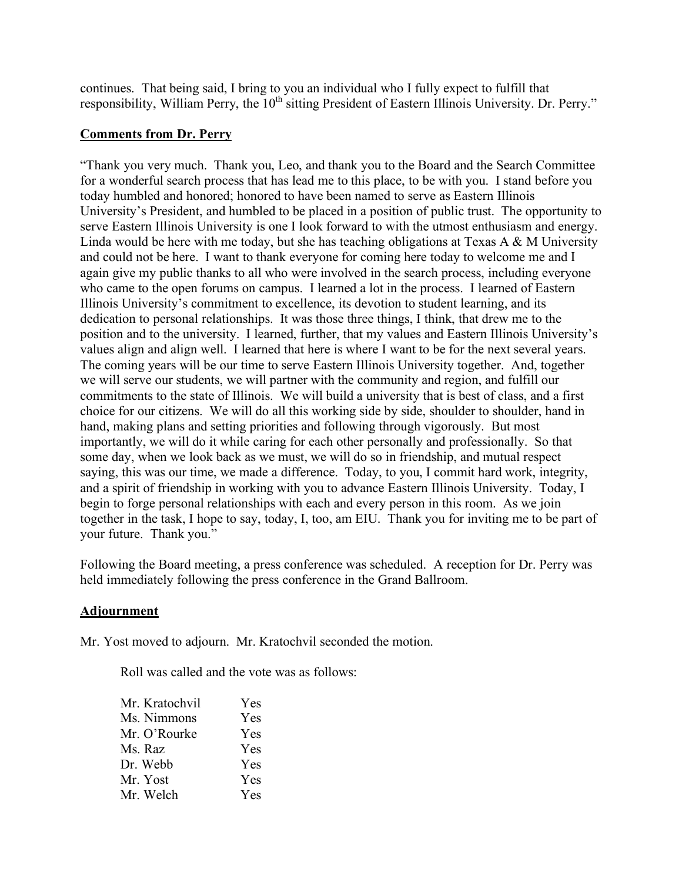continues. That being said, I bring to you an individual who I fully expect to fulfill that responsibility, William Perry, the 10th sitting President of Eastern Illinois University. Dr. Perry."

**Comments from Dr. Perry**

"Thank you very much. Thank you, Leo, and thank you to the Board and the Search Committee for a wonderful search process that has lead me to this place, to be with you. I stand before you today humbled and honored; honored to have been named to serve as Eastern Illinois University's President, and humbled to be placed in a position of public trust. The opportunity to serve Eastern Illinois University is one I look forward to with the utmost enthusiasm and energy. Linda would be here with me today, but she has teaching obligations at Texas A & M University and could not be here. I want to thank everyone for coming here today to welcome me and I again give my public thanks to all who were involved in the search process, including everyone who came to the open forums on campus. I learned a lot in the process. I learned of Eastern Illinois University's commitment to excellence, its devotion to student learning, and its dedication to personal relationships. It was those three things, I think, that drew me to the position and to the university. I learned, further, that my values and Eastern Illinois University's values align and align well. I learned that here is where I want to be for the next several years. The coming years will be our time to serve Eastern Illinois University together. And, together we will serve our students, we will partner with the community and region, and fulfill our commitments to the state of Illinois. We will build a university that is best of class, and a first choice for our citizens. We will do all this working side by side, shoulder to shoulder, hand in hand, making plans and setting priorities and following through vigorously. But most importantly, we will do it while caring for each other personally and professionally. So that some day, when we look back as we must, we will do so in friendship, and mutual respect saying, this was our time, we made a difference. Today, to you, I commit hard work, integrity, and a spirit of friendship in working with you to advance Eastern Illinois University. Today, I begin to forge personal relationships with each and every person in this room. As we join together in the task, I hope to say, today, I, too, am EIU. Thank you for inviting me to be part of your future. Thank you."

Following the Board meeting, a press conference was scheduled. A reception for Dr. Perry was held immediately following the press conference in the Grand Ballroom.

**Adjournment**

Mr. Yost moved to adjourn. Mr. Kratochvil seconded the motion.

Roll was called and the vote was as follows:

| | |
|---|---|
| Mr. Kratochvil | Yes |
| Ms. Nimmons | Yes |
| Mr. O'Rourke | Yes |
| Ms. Raz | Yes |
| Dr. Webb | Yes |
| Mr. Yost | Yes |
| Mr. Welch | Yes |